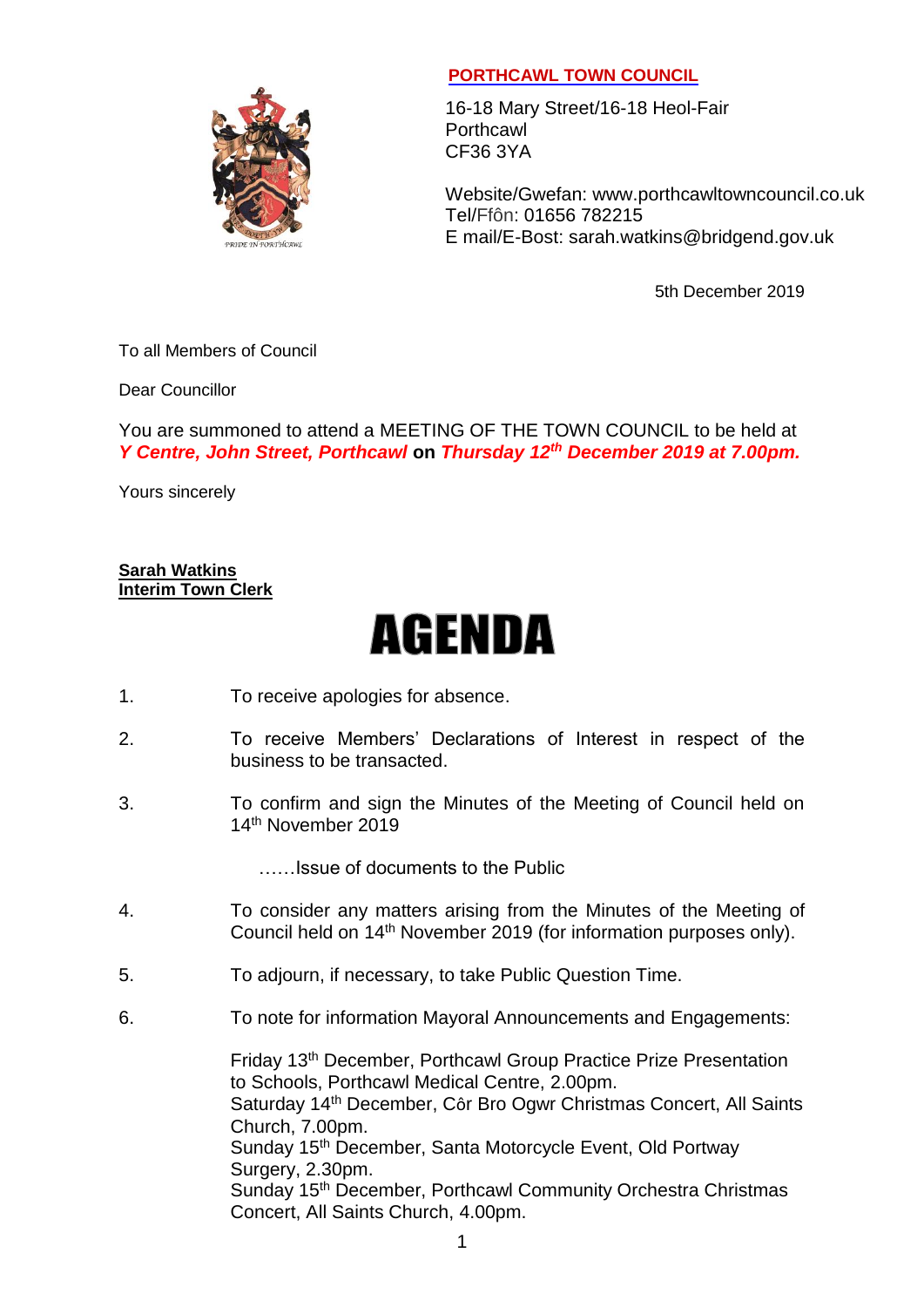**PORTHCAWL TOWN COUNCIL**

16-18 Mary Street/16-18 Heol-Fair
Porthcawl
CF36 3YA

Website/Gwefan: www.porthcawltowncouncil.co.uk
Tel/Ffôn: 01656 782215
E mail/E-Bost: sarah.watkins@bridgend.gov.uk

5th December 2019

To all Members of Council

Dear Councillor

You are summoned to attend a MEETING OF THE TOWN COUNCIL to be held at ***Y Centre, John Street, Porthcawl*** **on** ***Thursday 12th December 2019 at 7.00pm.***

Yours sincerely

**Sarah Watkins**
**Interim Town Clerk**

# AGENDA

1. To receive apologies for absence.

2. To receive Members' Declarations of Interest in respect of the business to be transacted.

3. To confirm and sign the Minutes of the Meeting of Council held on 14th November 2019

   ……Issue of documents to the Public

4. To consider any matters arising from the Minutes of the Meeting of Council held on 14th November 2019 (for information purposes only).

5. To adjourn, if necessary, to take Public Question Time.

6. To note for information Mayoral Announcements and Engagements:

   Friday 13th December, Porthcawl Group Practice Prize Presentation to Schools, Porthcawl Medical Centre, 2.00pm.
   Saturday 14th December, Côr Bro Ogwr Christmas Concert, All Saints Church, 7.00pm.
   Sunday 15th December, Santa Motorcycle Event, Old Portway Surgery, 2.30pm.
   Sunday 15th December, Porthcawl Community Orchestra Christmas Concert, All Saints Church, 4.00pm.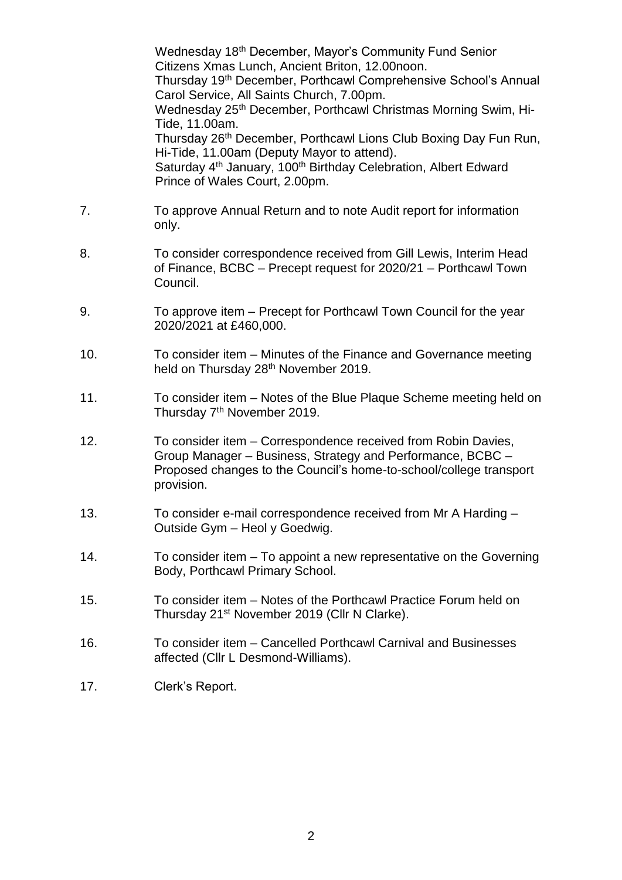Wednesday 18th December, Mayor's Community Fund Senior Citizens Xmas Lunch, Ancient Briton, 12.00noon.
Thursday 19th December, Porthcawl Comprehensive School's Annual Carol Service, All Saints Church, 7.00pm.
Wednesday 25th December, Porthcawl Christmas Morning Swim, Hi-Tide, 11.00am.
Thursday 26th December, Porthcawl Lions Club Boxing Day Fun Run, Hi-Tide, 11.00am (Deputy Mayor to attend).
Saturday 4th January, 100th Birthday Celebration, Albert Edward Prince of Wales Court, 2.00pm.

7. To approve Annual Return and to note Audit report for information only.

8. To consider correspondence received from Gill Lewis, Interim Head of Finance, BCBC – Precept request for 2020/21 – Porthcawl Town Council.

9. To approve item – Precept for Porthcawl Town Council for the year 2020/2021 at £460,000.

10. To consider item – Minutes of the Finance and Governance meeting held on Thursday 28th November 2019.

11. To consider item – Notes of the Blue Plaque Scheme meeting held on Thursday 7th November 2019.

12. To consider item – Correspondence received from Robin Davies, Group Manager – Business, Strategy and Performance, BCBC – Proposed changes to the Council's home-to-school/college transport provision.

13. To consider e-mail correspondence received from Mr A Harding – Outside Gym – Heol y Goedwig.

14. To consider item – To appoint a new representative on the Governing Body, Porthcawl Primary School.

15. To consider item – Notes of the Porthcawl Practice Forum held on Thursday 21st November 2019 (Cllr N Clarke).

16. To consider item – Cancelled Porthcawl Carnival and Businesses affected (Cllr L Desmond-Williams).

17. Clerk's Report.